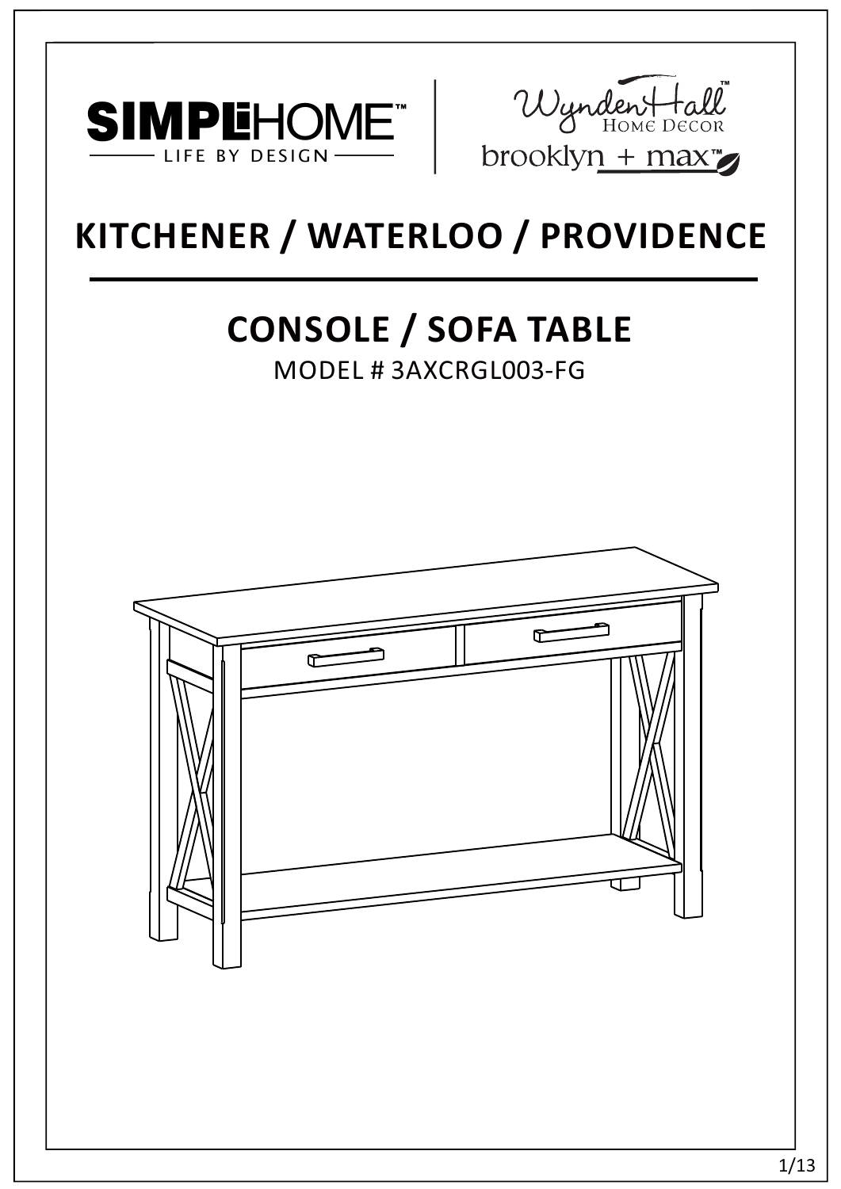SIMPLIHOME™
LIFE BY DESIGN

Wynden Hall™
HOME DECOR

brooklyn + max™

# KITCHENER / WATERLOO / PROVIDENCE

## CONSOLE / SOFA TABLE

MODEL # 3AXCRGL003-FG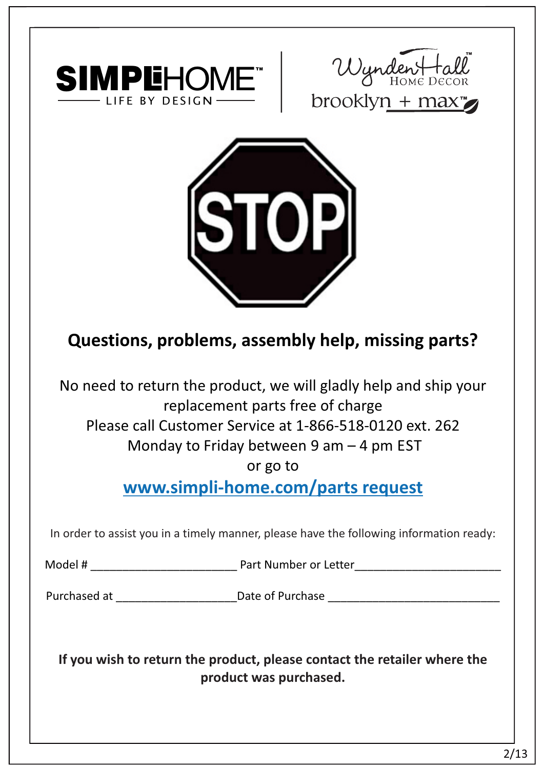SIMPLIHOME — LIFE BY DESIGN

Wynden Hall Home Decor

brooklyn + max

STOP

## Questions, problems, assembly help, missing parts?

No need to return the product, we will gladly help and ship your replacement parts free of charge
Please call Customer Service at 1-866-518-0120 ext. 262
Monday to Friday between 9 am – 4 pm EST
or go to

**www.simpli-home.com/parts request**

In order to assist you in a timely manner, please have the following information ready:

Model # ______________________ Part Number or Letter______________________

Purchased at __________________Date of Purchase __________________________

**If you wish to return the product, please contact the retailer where the product was purchased.**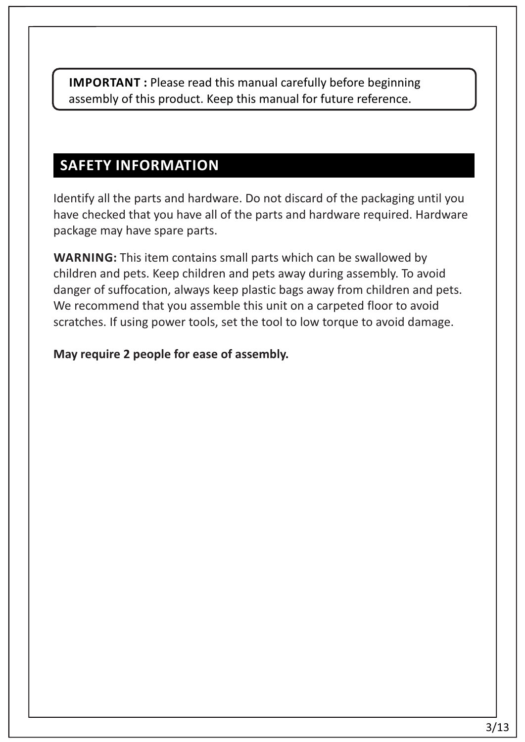**IMPORTANT :** Please read this manual carefully before beginning assembly of this product. Keep this manual for future reference.

## SAFETY INFORMATION

Identify all the parts and hardware. Do not discard of the packaging until you have checked that you have all of the parts and hardware required. Hardware package may have spare parts.

**WARNING:** This item contains small parts which can be swallowed by children and pets. Keep children and pets away during assembly. To avoid danger of suffocation, always keep plastic bags away from children and pets. We recommend that you assemble this unit on a carpeted floor to avoid scratches. If using power tools, set the tool to low torque to avoid damage.

**May require 2 people for ease of assembly.**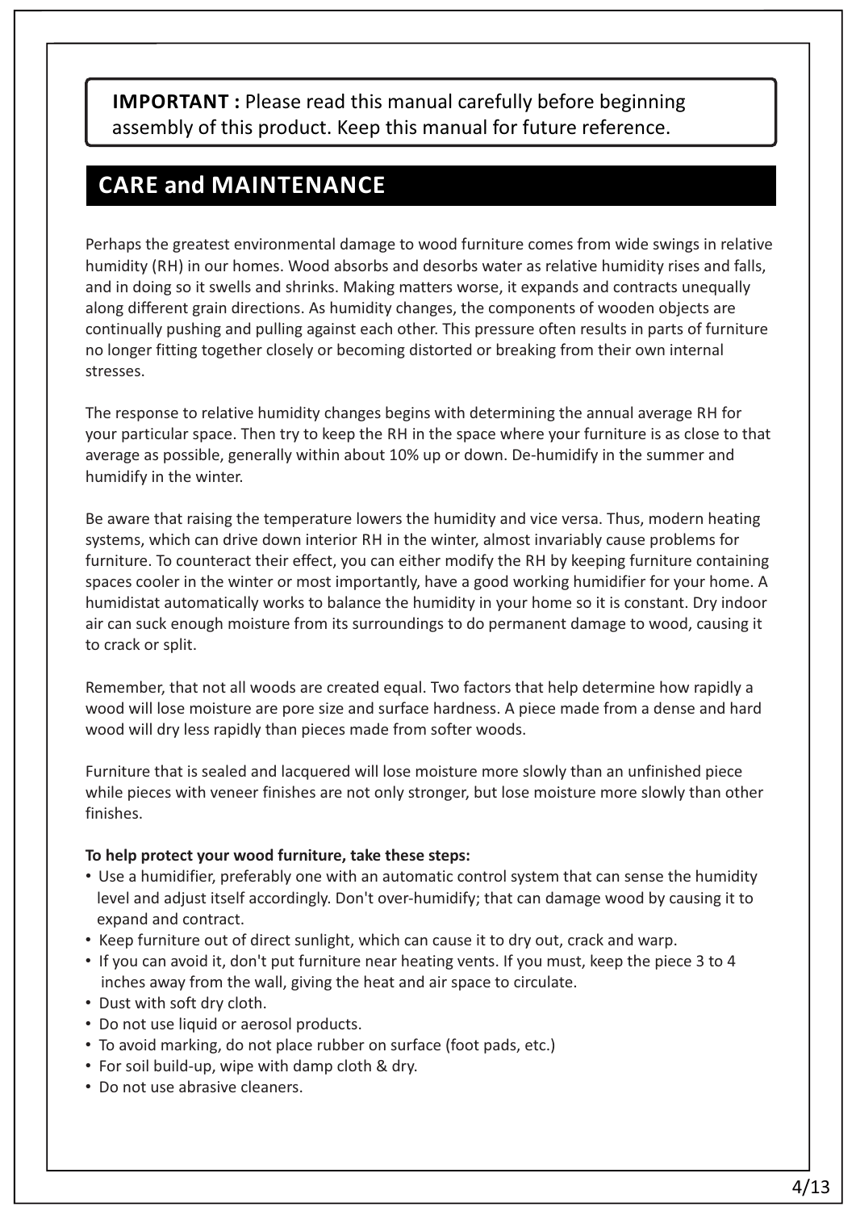**IMPORTANT :** Please read this manual carefully before beginning assembly of this product. Keep this manual for future reference.

## CARE and MAINTENANCE

Perhaps the greatest environmental damage to wood furniture comes from wide swings in relative humidity (RH) in our homes. Wood absorbs and desorbs water as relative humidity rises and falls, and in doing so it swells and shrinks. Making matters worse, it expands and contracts unequally along different grain directions. As humidity changes, the components of wooden objects are continually pushing and pulling against each other. This pressure often results in parts of furniture no longer fitting together closely or becoming distorted or breaking from their own internal stresses.

The response to relative humidity changes begins with determining the annual average RH for your particular space. Then try to keep the RH in the space where your furniture is as close to that average as possible, generally within about 10% up or down. De-humidify in the summer and humidify in the winter.

Be aware that raising the temperature lowers the humidity and vice versa. Thus, modern heating systems, which can drive down interior RH in the winter, almost invariably cause problems for furniture. To counteract their effect, you can either modify the RH by keeping furniture containing spaces cooler in the winter or most importantly, have a good working humidifier for your home. A humidistat automatically works to balance the humidity in your home so it is constant. Dry indoor air can suck enough moisture from its surroundings to do permanent damage to wood, causing it to crack or split.

Remember, that not all woods are created equal. Two factors that help determine how rapidly a wood will lose moisture are pore size and surface hardness. A piece made from a dense and hard wood will dry less rapidly than pieces made from softer woods.

Furniture that is sealed and lacquered will lose moisture more slowly than an unfinished piece while pieces with veneer finishes are not only stronger, but lose moisture more slowly than other finishes.

**To help protect your wood furniture, take these steps:**

- Use a humidifier, preferably one with an automatic control system that can sense the humidity level and adjust itself accordingly. Don't over-humidify; that can damage wood by causing it to expand and contract.
- Keep furniture out of direct sunlight, which can cause it to dry out, crack and warp.
- If you can avoid it, don't put furniture near heating vents. If you must, keep the piece 3 to 4 inches away from the wall, giving the heat and air space to circulate.
- Dust with soft dry cloth.
- Do not use liquid or aerosol products.
- To avoid marking, do not place rubber on surface (foot pads, etc.)
- For soil build-up, wipe with damp cloth & dry.
- Do not use abrasive cleaners.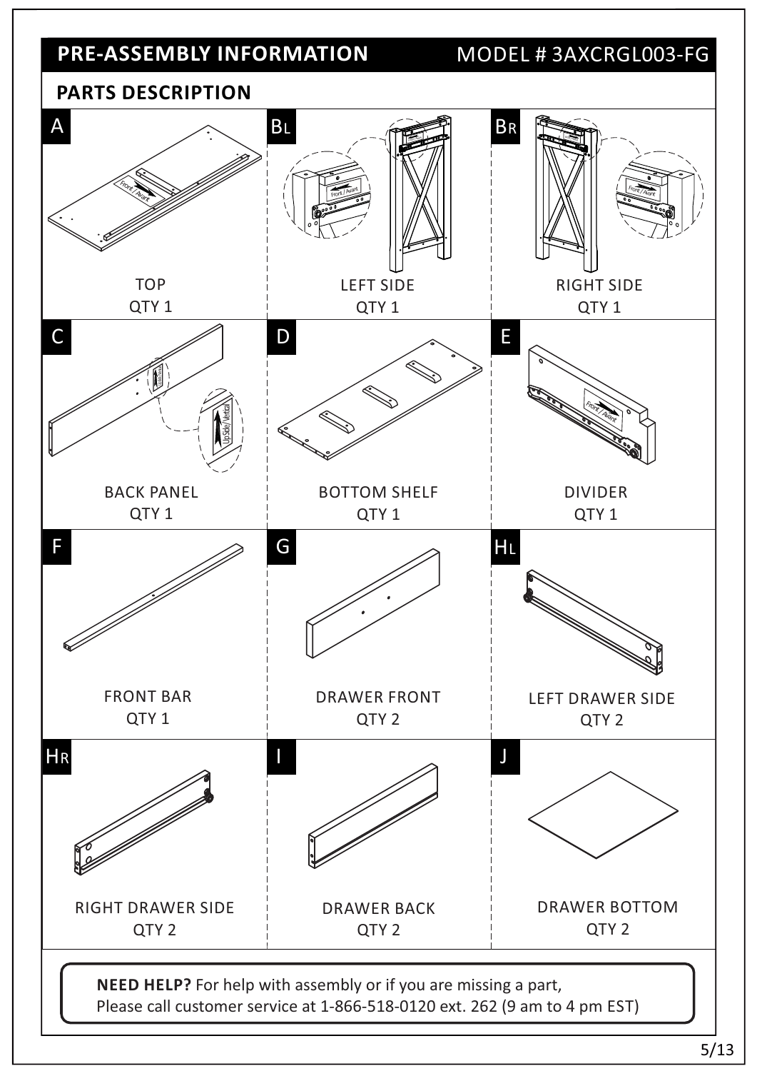## PRE-ASSEMBLY INFORMATION

MODEL # 3AXCRGL003-FG

### PARTS DESCRIPTION

| Part | Description | Quantity |
|---|---|---|
| A | TOP | QTY 1 |
| BL | LEFT SIDE | QTY 1 |
| BR | RIGHT SIDE | QTY 1 |
| C | BACK PANEL | QTY 1 |
| D | BOTTOM SHELF | QTY 1 |
| E | DIVIDER | QTY 1 |
| F | FRONT BAR | QTY 1 |
| G | DRAWER FRONT | QTY 2 |
| HL | LEFT DRAWER SIDE | QTY 2 |
| HR | RIGHT DRAWER SIDE | QTY 2 |
| I | DRAWER BACK | QTY 2 |
| J | DRAWER BOTTOM | QTY 2 |

Front / Avant

UpSide/Vertical

**NEED HELP?** For help with assembly or if you are missing a part,
Please call customer service at 1-866-518-0120 ext. 262 (9 am to 4 pm EST)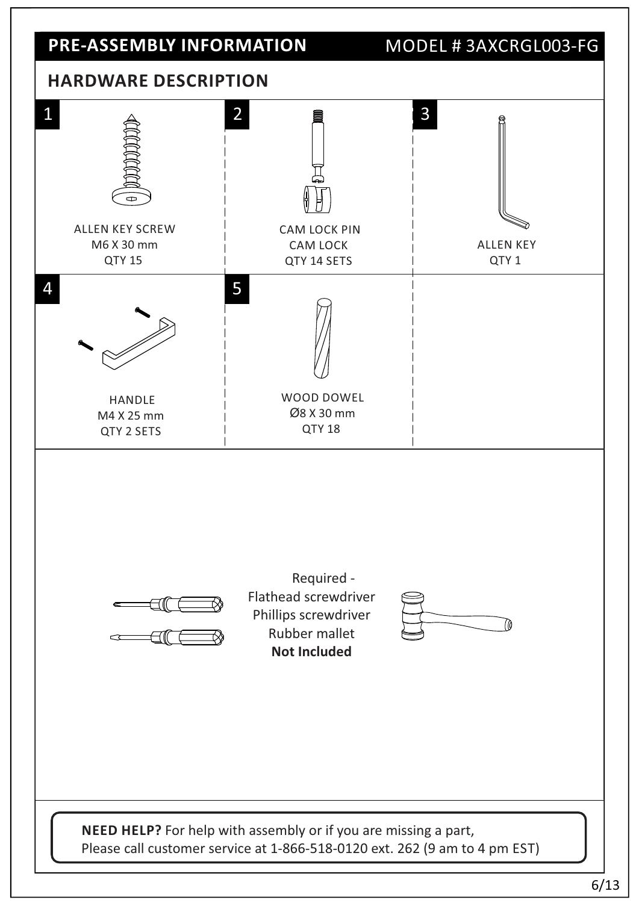## PRE-ASSEMBLY INFORMATION

MODEL # 3AXCRGL003-FG

### HARDWARE DESCRIPTION

| # | Part | Size | Quantity |
|---|---|---|---|
| 1 | ALLEN KEY SCREW | M6 X 30 mm | QTY 15 |
| 2 | CAM LOCK PIN / CAM LOCK | | QTY 14 SETS |
| 3 | ALLEN KEY | | QTY 1 |
| 4 | HANDLE | M4 X 25 mm | QTY 2 SETS |
| 5 | WOOD DOWEL | Ø8 X 30 mm | QTY 18 |

Required -
Flathead screwdriver
Phillips screwdriver
Rubber mallet
**Not Included**

**NEED HELP?** For help with assembly or if you are missing a part,
Please call customer service at 1-866-518-0120 ext. 262 (9 am to 4 pm EST)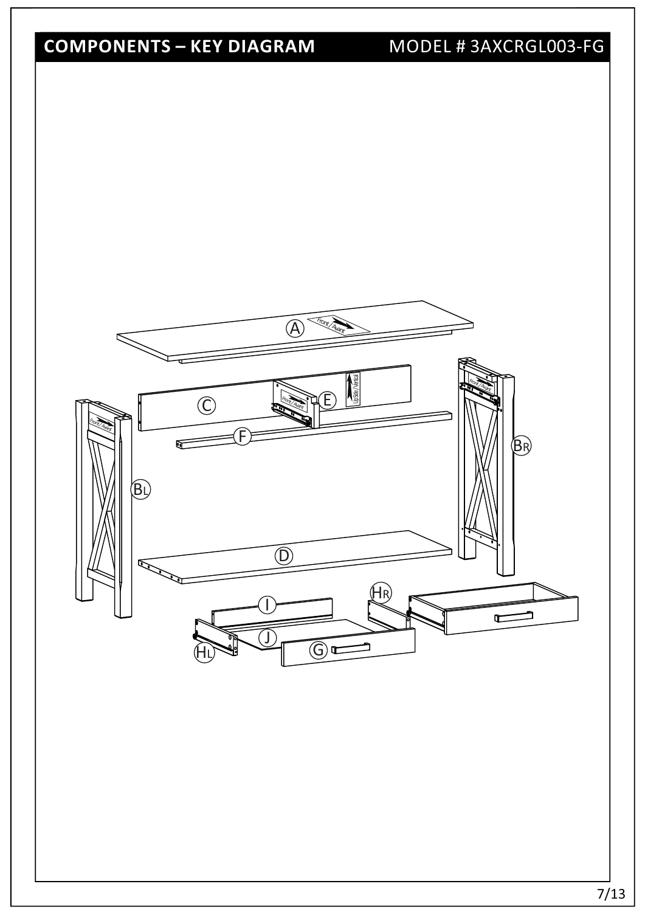# COMPONENTS – KEY DIAGRAM

MODEL # 3AXCRGL003-FG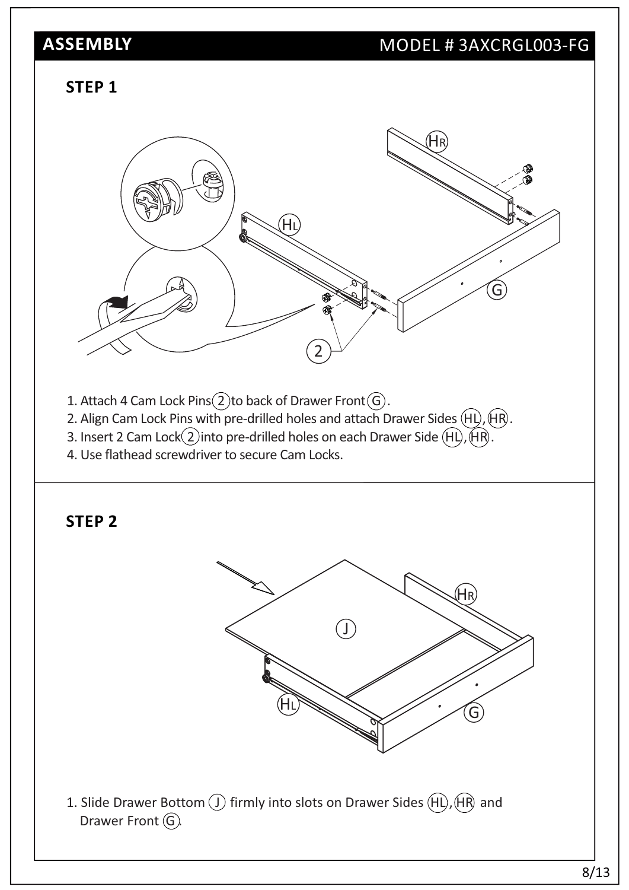## ASSEMBLY

MODEL # 3AXCRGL003-FG

### STEP 1

1. Attach 4 Cam Lock Pins (2) to back of Drawer Front (G).
2. Align Cam Lock Pins with pre-drilled holes and attach Drawer Sides (HL), (HR).
3. Insert 2 Cam Lock (2) into pre-drilled holes on each Drawer Side (HL), (HR).
4. Use flathead screwdriver to secure Cam Locks.

### STEP 2

1. Slide Drawer Bottom (J) firmly into slots on Drawer Sides (HL), (HR) and Drawer Front (G).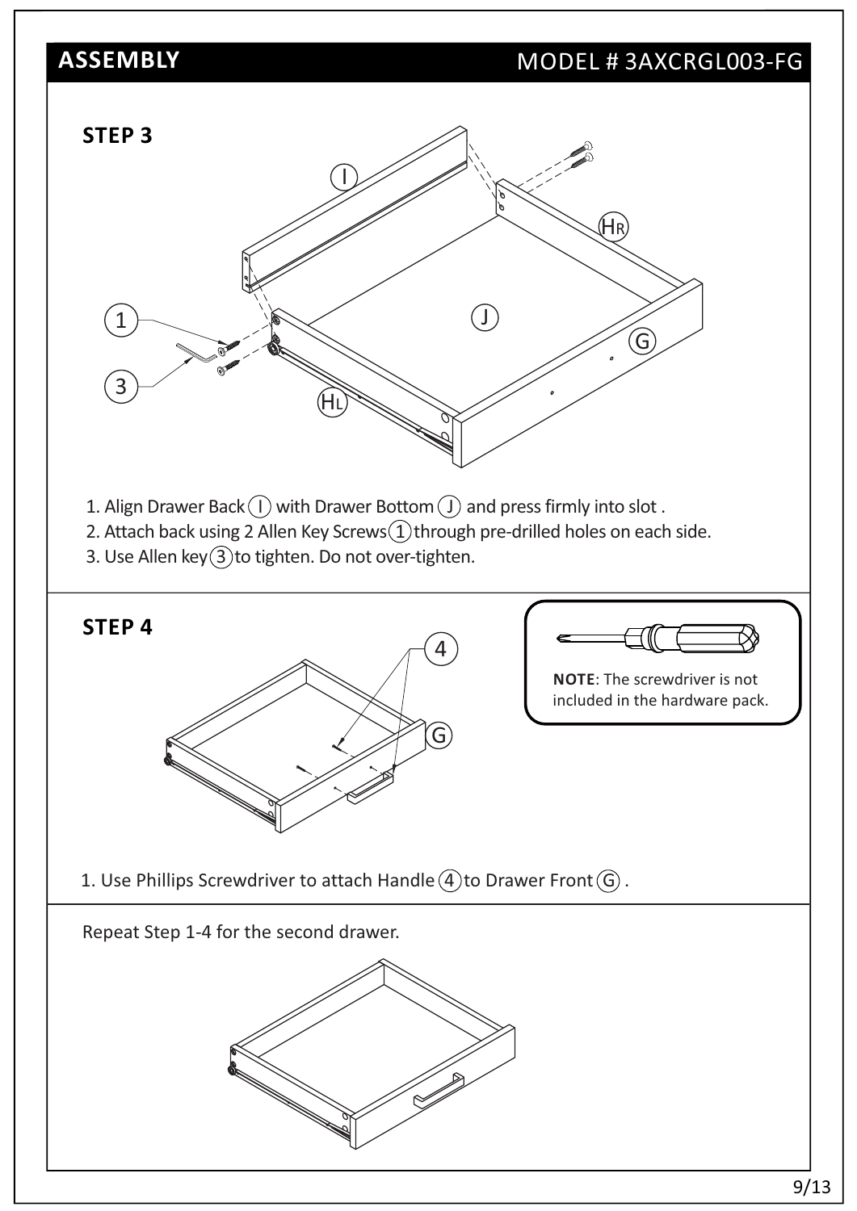## ASSEMBLY

MODEL # 3AXCRGL003-FG

### STEP 3

1. Align Drawer Back (I) with Drawer Bottom (J) and press firmly into slot .
2. Attach back using 2 Allen Key Screws (1) through pre-drilled holes on each side.
3. Use Allen key (3) to tighten. Do not over-tighten.

### STEP 4

**NOTE**: The screwdriver is not included in the hardware pack.

1. Use Phillips Screwdriver to attach Handle (4) to Drawer Front (G) .

Repeat Step 1-4 for the second drawer.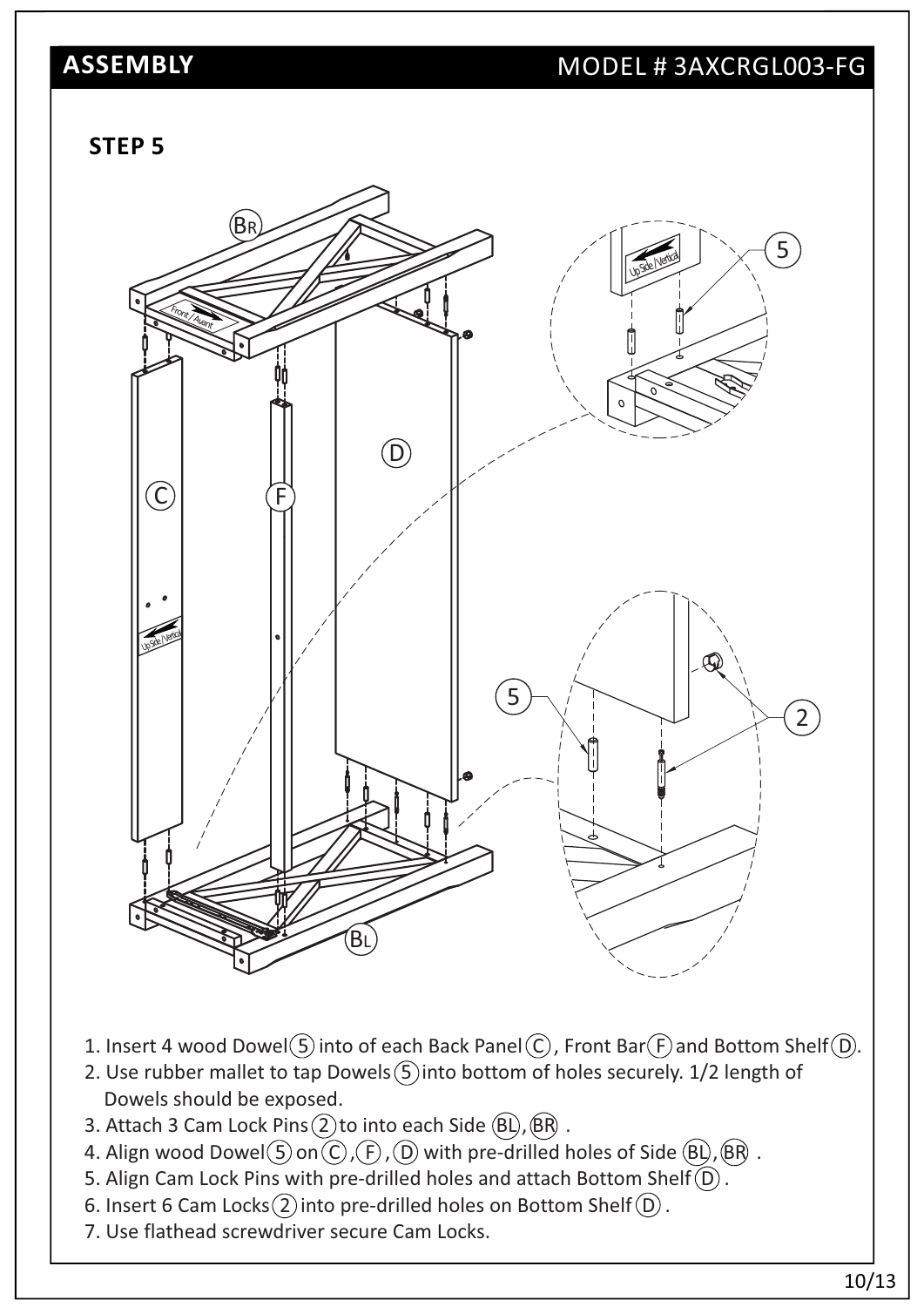## ASSEMBLY

MODEL # 3AXCRGL003-FG

### STEP 5

1. Insert 4 wood Dowel (5) into of each Back Panel (C), Front Bar (F) and Bottom Shelf (D).
2. Use rubber mallet to tap Dowels (5) into bottom of holes securely. 1/2 length of Dowels should be exposed.
3. Attach 3 Cam Lock Pins (2) to into each Side (BL), (BR) .
4. Align wood Dowel (5) on (C), (F), (D) with pre-drilled holes of Side (BL), (BR) .
5. Align Cam Lock Pins with pre-drilled holes and attach Bottom Shelf (D).
6. Insert 6 Cam Locks (2) into pre-drilled holes on Bottom Shelf (D).
7. Use flathead screwdriver secure Cam Locks.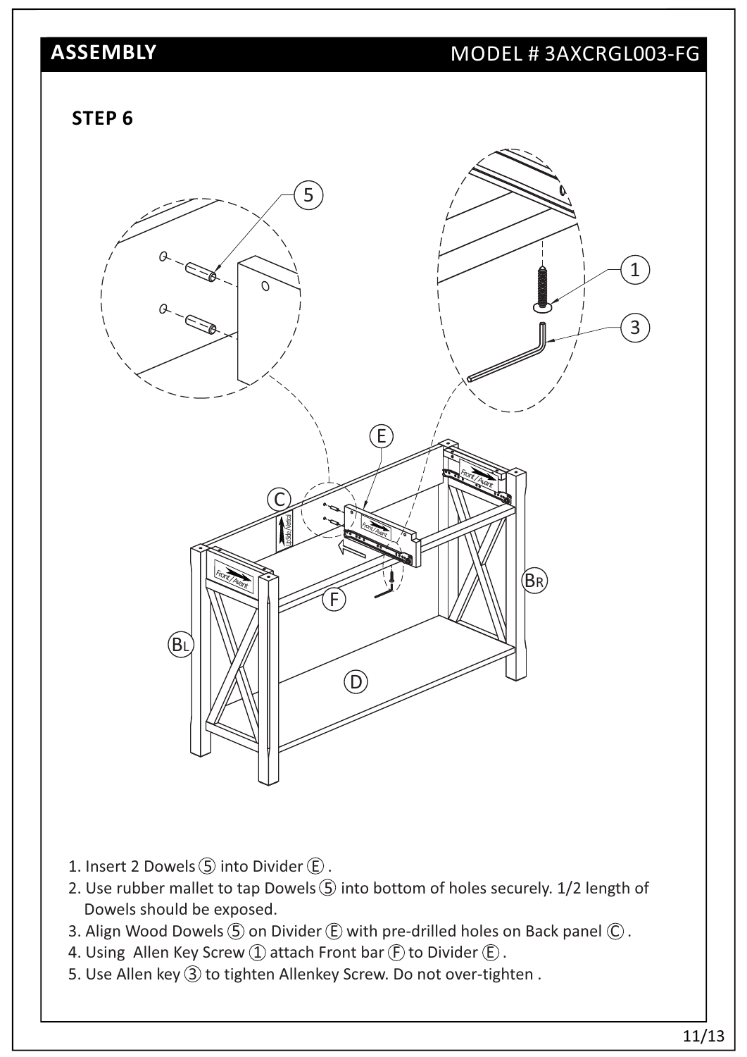# ASSEMBLY

MODEL # 3AXCRGL003-FG

## STEP 6

1. Insert 2 Dowels ⑤ into Divider Ⓔ.
2. Use rubber mallet to tap Dowels ⑤ into bottom of holes securely. 1/2 length of Dowels should be exposed.
3. Align Wood Dowels ⑤ on Divider Ⓔ with pre-drilled holes on Back panel Ⓒ.
4. Using Allen Key Screw ① attach Front bar Ⓕ to Divider Ⓔ.
5. Use Allen key ③ to tighten Allenkey Screw. Do not over-tighten .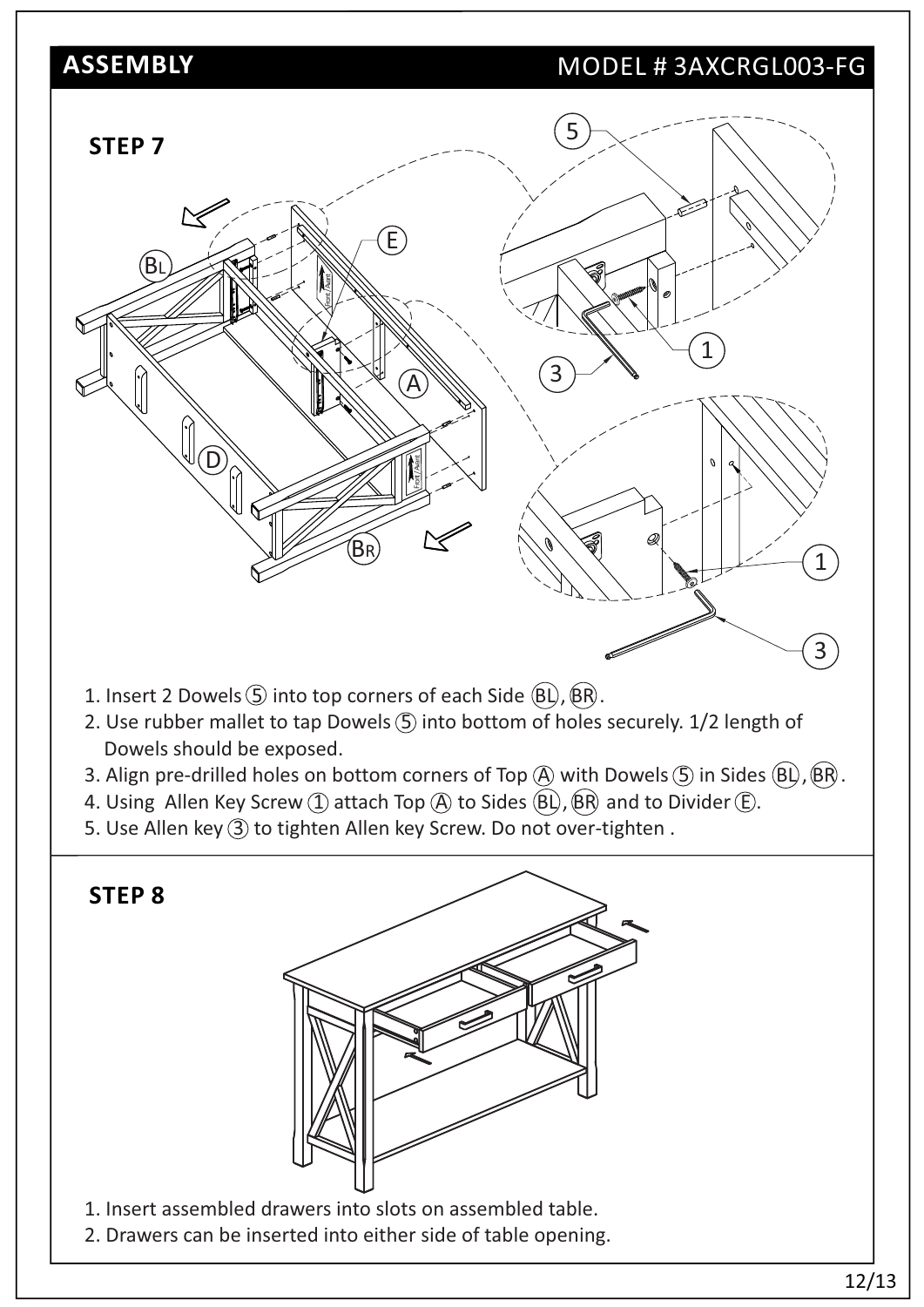## ASSEMBLY

MODEL # 3AXCRGL003-FG

### STEP 7

1. Insert 2 Dowels ⑤ into top corners of each Side (BL), (BR).
2. Use rubber mallet to tap Dowels ⑤ into bottom of holes securely. 1/2 length of Dowels should be exposed.
3. Align pre-drilled holes on bottom corners of Top Ⓐ with Dowels ⑤ in Sides (BL), (BR).
4. Using Allen Key Screw ① attach Top Ⓐ to Sides (BL), (BR) and to Divider Ⓔ.
5. Use Allen key ③ to tighten Allen key Screw. Do not over-tighten .

### STEP 8

1. Insert assembled drawers into slots on assembled table.
2. Drawers can be inserted into either side of table opening.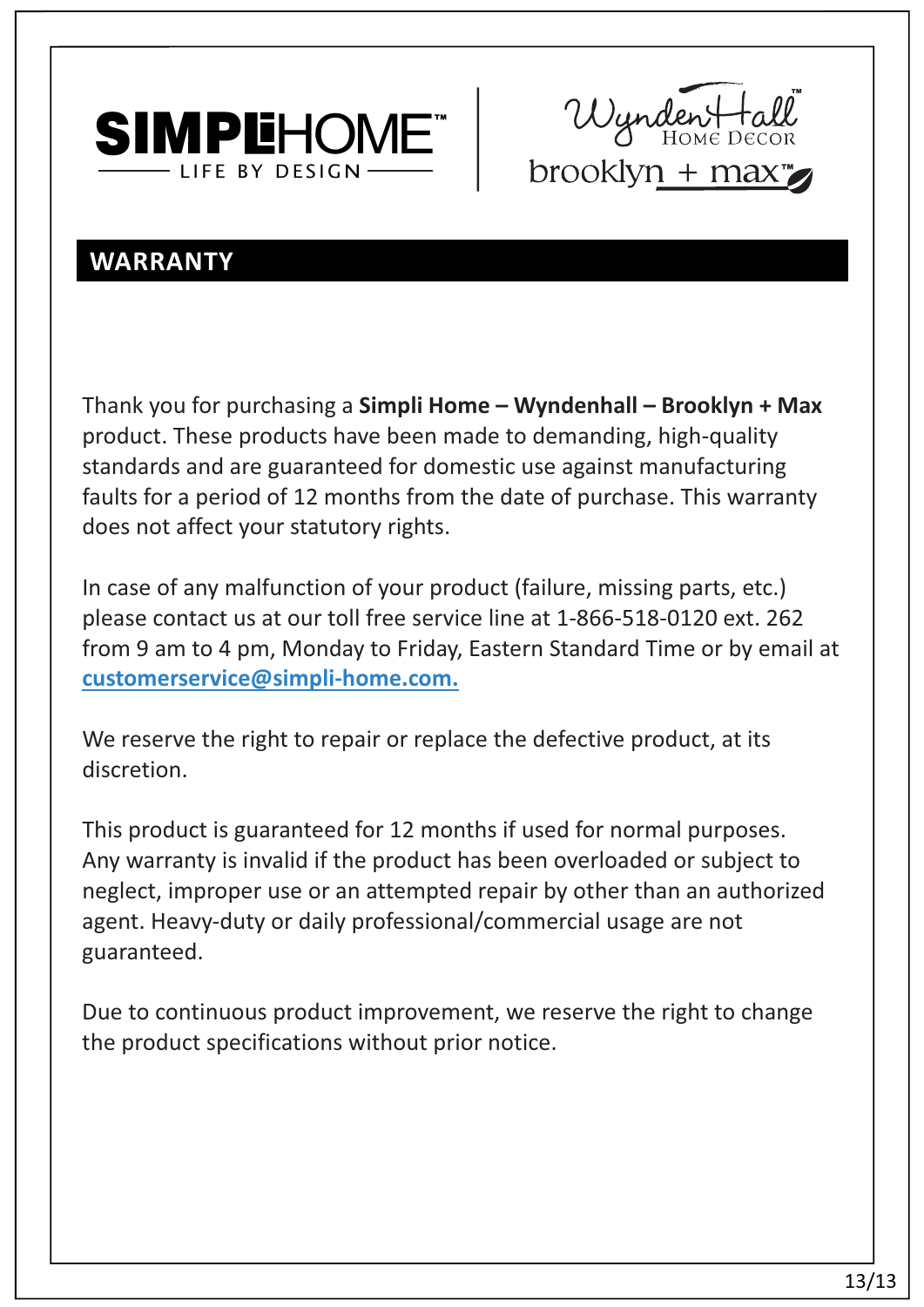SIMPLIHOME™ — LIFE BY DESIGN

WyndenHall™ Home Decor

brooklyn + max™

## WARRANTY

Thank you for purchasing a **Simpli Home – Wyndenhall – Brooklyn + Max** product. These products have been made to demanding, high-quality standards and are guaranteed for domestic use against manufacturing faults for a period of 12 months from the date of purchase. This warranty does not affect your statutory rights.

In case of any malfunction of your product (failure, missing parts, etc.) please contact us at our toll free service line at 1-866-518-0120 ext. 262 from 9 am to 4 pm, Monday to Friday, Eastern Standard Time or by email at **customerservice@simpli-home.com.**

We reserve the right to repair or replace the defective product, at its discretion.

This product is guaranteed for 12 months if used for normal purposes. Any warranty is invalid if the product has been overloaded or subject to neglect, improper use or an attempted repair by other than an authorized agent. Heavy-duty or daily professional/commercial usage are not guaranteed.

Due to continuous product improvement, we reserve the right to change the product specifications without prior notice.